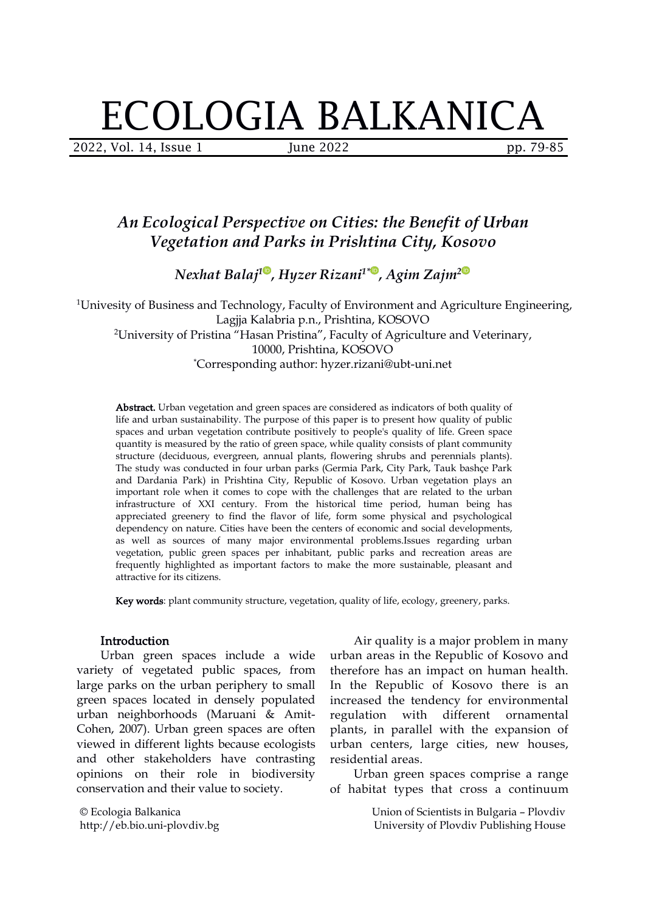# An Ecological Perspective on Cities: the Benefit of Urban Vegetation and Parks in Prishtina City, Kosovo

*Nexhat Balaj[1], Hyzer Rizani[1*], Agim Zajm[2]*

[1]Univesity of Business and Technology, Faculty of Environment and Agriculture Engineering, Lagjja Kalabria p.n., Prishtina, KOSOVO

[2]University of Pristina "Hasan Pristina", Faculty of Agriculture and Veterinary, 10000, Prishtina, KOSOVO

[*]Corresponding author: hyzer.rizani@ubt-uni.net

**Abstract.** Urban vegetation and green spaces are considered as indicators of both quality of life and urban sustainability. The purpose of this paper is to present how quality of public spaces and urban vegetation contribute positively to people's quality of life. Green space quantity is measured by the ratio of green space, while quality consists of plant community structure (deciduous, evergreen, annual plants, flowering shrubs and perennials plants). The study was conducted in four urban parks (Germia Park, City Park, Tauk bashçe Park and Dardania Park) in Prishtina City, Republic of Kosovo. Urban vegetation plays an important role when it comes to cope with the challenges that are related to the urban infrastructure of XXI century. From the historical time period, human being has appreciated greenery to find the flavor of life, form some physical and psychological dependency on nature. Cities have been the centers of economic and social developments, as well as sources of many major environmental problems.Issues regarding urban vegetation, public green spaces per inhabitant, public parks and recreation areas are frequently highlighted as important factors to make the more sustainable, pleasant and attractive for its citizens.

**Key words**: plant community structure, vegetation, quality of life, ecology, greenery, parks.

## Introduction

Urban green spaces include a wide variety of vegetated public spaces, from large parks on the urban periphery to small green spaces located in densely populated urban neighborhoods (Maruani & Amit-Cohen, 2007). Urban green spaces are often viewed in different lights because ecologists and other stakeholders have contrasting opinions on their role in biodiversity conservation and their value to society.

Air quality is a major problem in many urban areas in the Republic of Kosovo and therefore has an impact on human health. In the Republic of Kosovo there is an increased the tendency for environmental regulation with different ornamental plants, in parallel with the expansion of urban centers, large cities, new houses, residential areas.

Urban green spaces comprise a range of habitat types that cross a continuum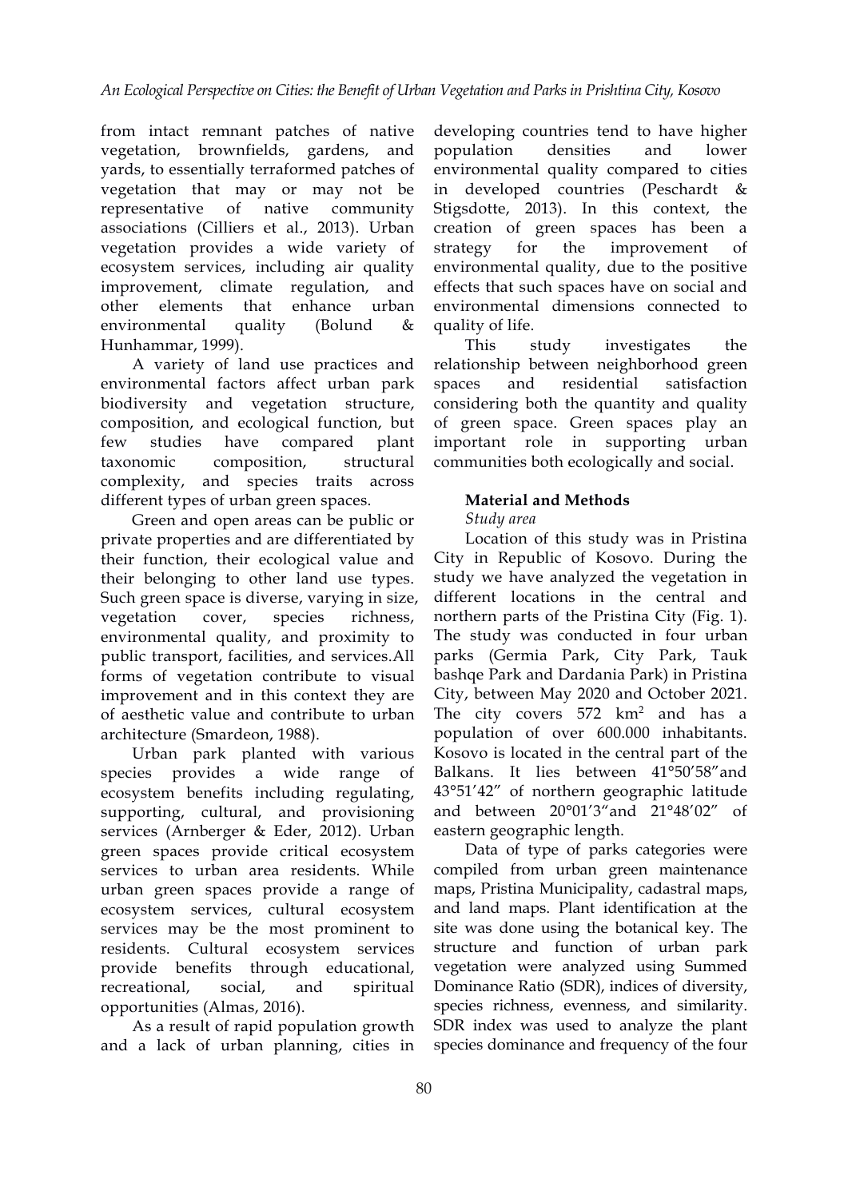from intact remnant patches of native vegetation, brownfields, gardens, and yards, to essentially terraformed patches of vegetation that may or may not be representative of native community associations (Cilliers et al., 2013). Urban vegetation provides a wide variety of ecosystem services, including air quality improvement, climate regulation, and other elements that enhance urban environmental quality (Bolund & Hunhammar, 1999).

A variety of land use practices and environmental factors affect urban park biodiversity and vegetation structure, composition, and ecological function, but few studies have compared plant taxonomic composition, structural complexity, and species traits across different types of urban green spaces.

Green and open areas can be public or private properties and are differentiated by their function, their ecological value and their belonging to other land use types. Such green space is diverse, varying in size, vegetation cover, species richness, environmental quality, and proximity to public transport, facilities, and services.All forms of vegetation contribute to visual improvement and in this context they are of aesthetic value and contribute to urban architecture (Smardeon, 1988).

Urban park planted with various species provides a wide range of ecosystem benefits including regulating, supporting, cultural, and provisioning services (Arnberger & Eder, 2012). Urban green spaces provide critical ecosystem services to urban area residents. While urban green spaces provide a range of ecosystem services, cultural ecosystem services may be the most prominent to residents. Cultural ecosystem services provide benefits through educational, recreational, social, and spiritual opportunities (Almas, 2016).

As a result of rapid population growth and a lack of urban planning, cities in developing countries tend to have higher population densities and lower environmental quality compared to cities in developed countries (Peschardt & Stigsdotte, 2013). In this context, the creation of green spaces has been a strategy for the improvement of environmental quality, due to the positive effects that such spaces have on social and environmental dimensions connected to quality of life.

This study investigates the relationship between neighborhood green spaces and residential satisfaction considering both the quantity and quality of green space. Green spaces play an important role in supporting urban communities both ecologically and social.

## Material and Methods

### *Study area*

Location of this study was in Pristina City in Republic of Kosovo. During the study we have analyzed the vegetation in different locations in the central and northern parts of the Pristina City (Fig. 1). The study was conducted in four urban parks (Germia Park, City Park, Tauk bashqe Park and Dardania Park) in Pristina City, between May 2020 and October 2021. The city covers 572 km$^2$ and has a population of over 600.000 inhabitants. Kosovo is located in the central part of the Balkans. It lies between 41°50′58″and 43°51′42″ of northern geographic latitude and between 20°01′3″and 21°48′02″ of eastern geographic length.

Data of type of parks categories were compiled from urban green maintenance maps, Pristina Municipality, cadastral maps, and land maps. Plant identification at the site was done using the botanical key. The structure and function of urban park vegetation were analyzed using Summed Dominance Ratio (SDR), indices of diversity, species richness, evenness, and similarity. SDR index was used to analyze the plant species dominance and frequency of the four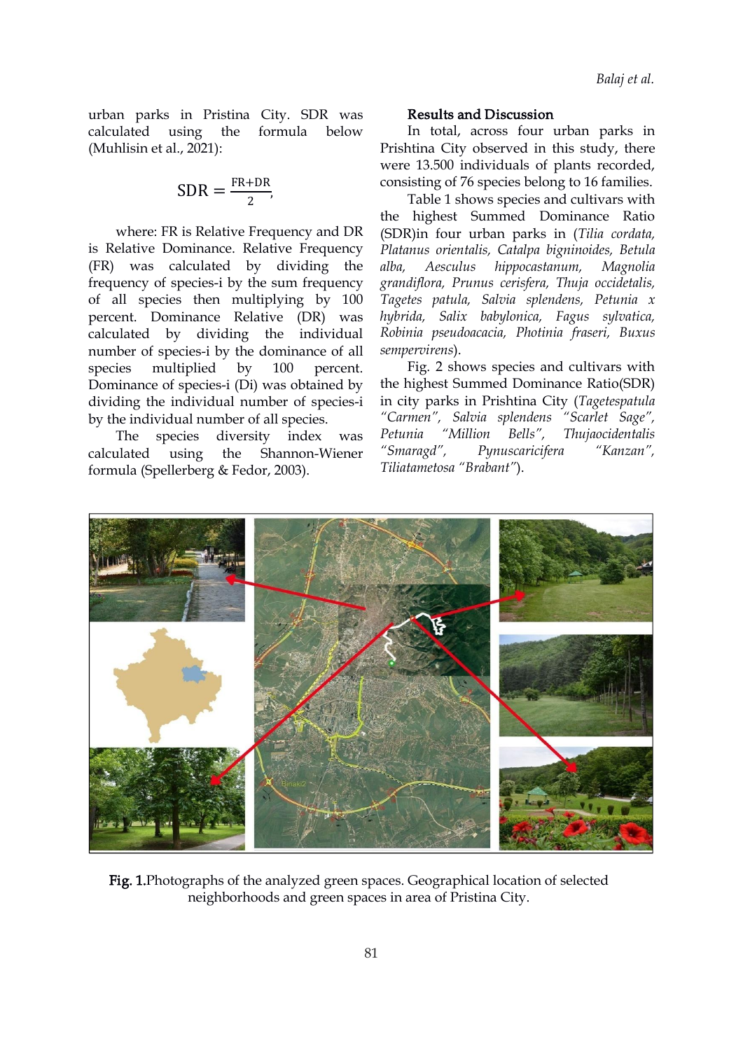urban parks in Pristina City. SDR was calculated using the formula below (Muhlisin et al., 2021):

$$\mathrm{SDR} = \frac{\mathrm{FR+DR}}{2},$$

where: FR is Relative Frequency and DR is Relative Dominance. Relative Frequency (FR) was calculated by dividing the frequency of species-i by the sum frequency of all species then multiplying by 100 percent. Dominance Relative (DR) was calculated by dividing the individual number of species-i by the dominance of all species multiplied by 100 percent. Dominance of species-i (Di) was obtained by dividing the individual number of species-i by the individual number of all species.

The species diversity index was calculated using the Shannon-Wiener formula (Spellerberg & Fedor, 2003).

## Results and Discussion

In total, across four urban parks in Prishtina City observed in this study, there were 13.500 individuals of plants recorded, consisting of 76 species belong to 16 families.

Table 1 shows species and cultivars with the highest Summed Dominance Ratio (SDR)in four urban parks in (*Tilia cordata, Platanus orientalis, Catalpa bigninoides, Betula alba, Aesculus hippocastanum, Magnolia grandiflora, Prunus cerisfera, Thuja occidetalis, Tagetes patula, Salvia splendens, Petunia x hybrida, Salix babylonica, Fagus sylvatica, Robinia pseudoacacia, Photinia fraseri, Buxus sempervirens*).

Fig. 2 shows species and cultivars with the highest Summed Dominance Ratio(SDR) in city parks in Prishtina City (*Tagetespatula "Carmen", Salvia splendens "Scarlet Sage", Petunia "Million Bells", Thujaocidentalis "Smaragd", Pynuscaricifera "Kanzan", Tiliatametosa "Brabant"*).

**Fig. 1.**Photographs of the analyzed green spaces. Geographical location of selected neighborhoods and green spaces in area of Pristina City.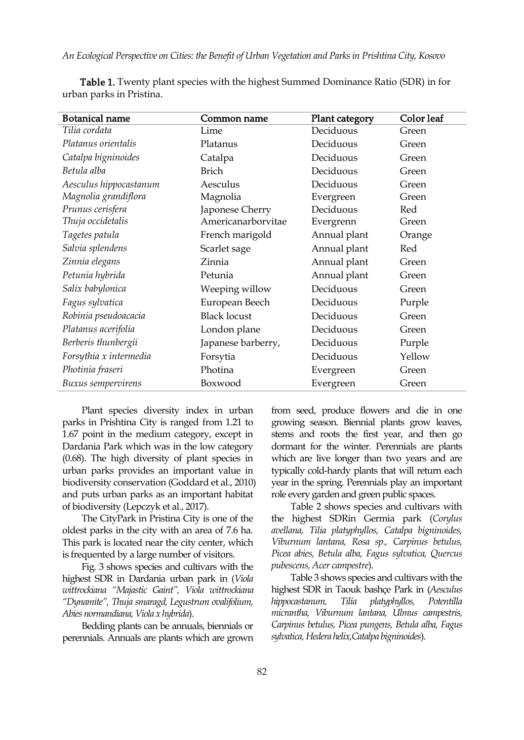**Table 1.** Twenty plant species with the highest Summed Dominance Ratio (SDR) in for urban parks in Pristina.

| Botanical name | Common name | Plant category | Color leaf |
|---|---|---|---|
| *Tilia cordata* | Lime | Deciduous | Green |
| *Platanus orientalis* | Platanus | Deciduous | Green |
| *Catalpa bigninoides* | Catalpa | Deciduous | Green |
| *Betula alba* | Brich | Deciduous | Green |
| *Aesculus hippocastanum* | Aesculus | Deciduous | Green |
| *Magnolia grandiflora* | Magnolia | Evergreen | Green |
| *Prunus cerisfera* | Japonese Cherry | Deciduous | Red |
| *Thuja occidetalis* | Americanarborvitae | Evergrenn | Green |
| *Tagetes patula* | French marigold | Annual plant | Orange |
| *Salvia splendens* | Scarlet sage | Annual plant | Red |
| *Zinnia elegans* | Zinnia | Annual plant | Green |
| *Petunia hybrida* | Petunia | Annual plant | Green |
| *Salix babylonica* | Weeping willow | Deciduous | Green |
| *Fagus sylvatica* | European Beech | Deciduous | Purple |
| *Robinia pseudoacacia* | Black locust | Deciduous | Green |
| *Platanus acerifolia* | London plane | Deciduous | Green |
| *Berberis thunbergii* | Japanese barberry, | Deciduous | Purple |
| *Forsythia x intermedia* | Forsytia | Deciduous | Yellow |
| *Photinia fraseri* | Photina | Evergreen | Green |
| *Buxus sempervirens* | Boxwood | Evergreen | Green |

Plant species diversity index in urban parks in Prishtina City is ranged from 1.21 to 1.67 point in the medium category, except in Dardania Park which was in the low category (0.68). The high diversity of plant species in urban parks provides an important value in biodiversity conservation (Goddard et al., 2010) and puts urban parks as an important habitat of biodiversity (Lepczyk et al., 2017).

The CityPark in Pristina City is one of the oldest parks in the city with an area of 7.6 ha. This park is located near the city center, which is frequented by a large number of visitors.

Fig. 3 shows species and cultivars with the highest SDR in Dardania urban park in (*Viola wittrockiana "Majastic Gaint", Viola wittrockiana "Dynamite", Thuja smaragd, Legustrum ovalifolium, Abies normandiana, Viola x hybrida*).

Bedding plants can be annuals, biennials or perennials. Annuals are plants which are grown from seed, produce flowers and die in one growing season. Biennial plants grow leaves, stems and roots the first year, and then go dormant for the winter. Perennials are plants which are live longer than two years and are typically cold-hardy plants that will return each year in the spring. Perennials play an important role every garden and green public spaces.

Table 2 shows species and cultivars with the highest SDRin Germia park (*Corylus avellana, Tilia platyphyllos, Catalpa bigninoides, Viburnum lantana, Rosa sp., Carpinus betulus, Picea abies, Betula alba, Fagus sylvatica, Quercus pubescens, Acer campestre*).

Table 3 shows species and cultivars with the highest SDR in Taouk bashçe Park in (*Aesculus hippocastanum, Tilia platyphyllos, Potentilla micrantha, Viburnum lantana, Ulmus campestris, Carpinus betulus, Picea pungens, Betula alba, Fagus sylvatica, Hedera helix,Catalpa bigninoides*).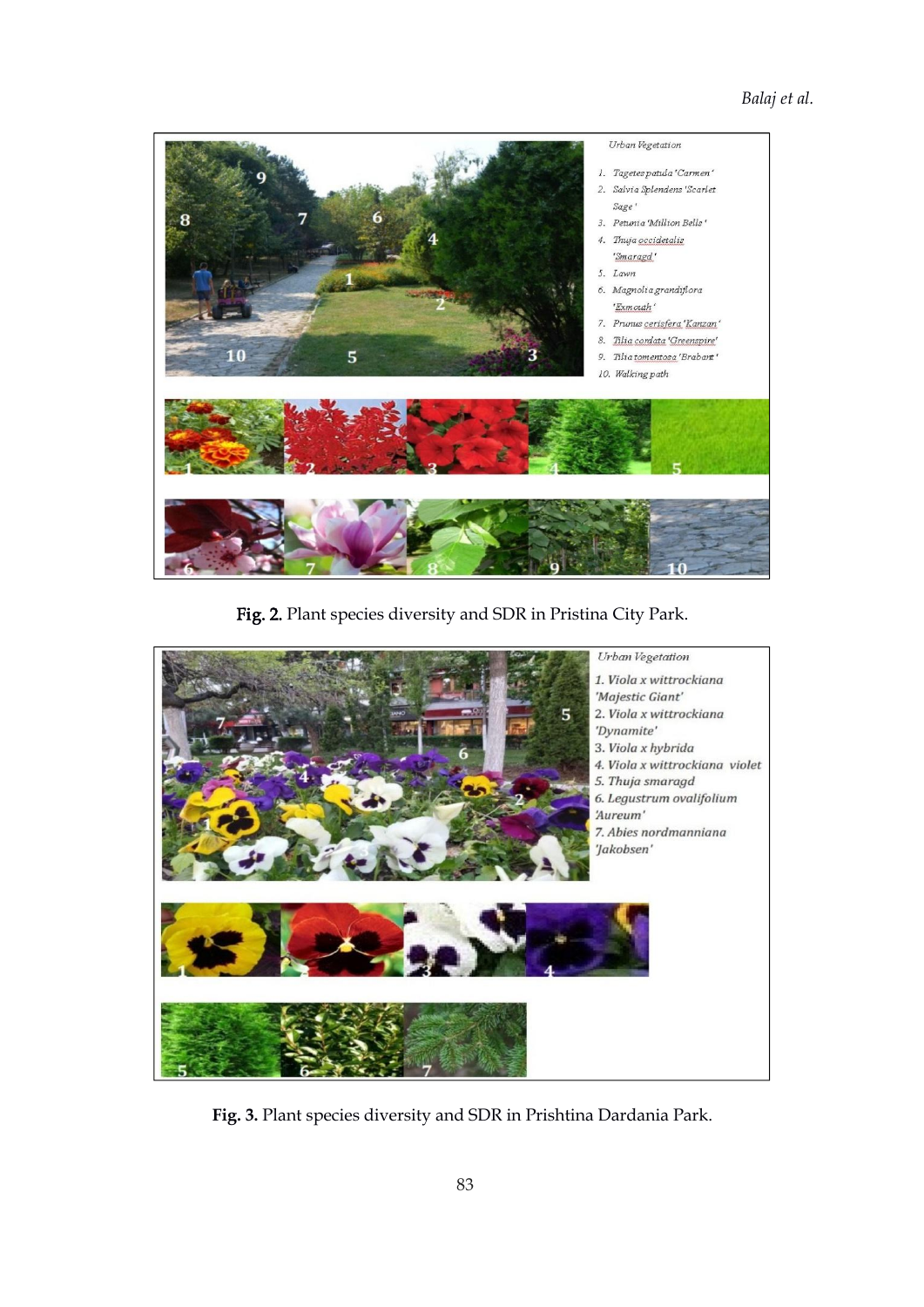Urban Vegetation

1. Tagetes patula 'Carmen'
2. Salvia Splendens 'Scarlet Sage'
3. Petunia 'Million Bells'
4. Thuja occidetalis 'Smaragd'
5. Lawn
6. Magnolia grandiflora 'Exmouth'
7. Prunus cerisfera 'Kanzan'
8. Tilia cordata 'Greenspire'
9. Tilia tomentosa 'Brabant'
10. Walking path

**Fig. 2.** Plant species diversity and SDR in Pristina City Park.

Urban Vegetation

1. Viola x wittrockiana 'Majestic Giant'
2. Viola x wittrockiana 'Dynamite'
3. Viola x hybrida
4. Viola x wittrockiana violet
5. Thuja smaragd
6. Legustrum ovalifolium 'Aureum'
7. Abies nordmanniana 'Jakobsen'

**Fig. 3.** Plant species diversity and SDR in Prishtina Dardania Park.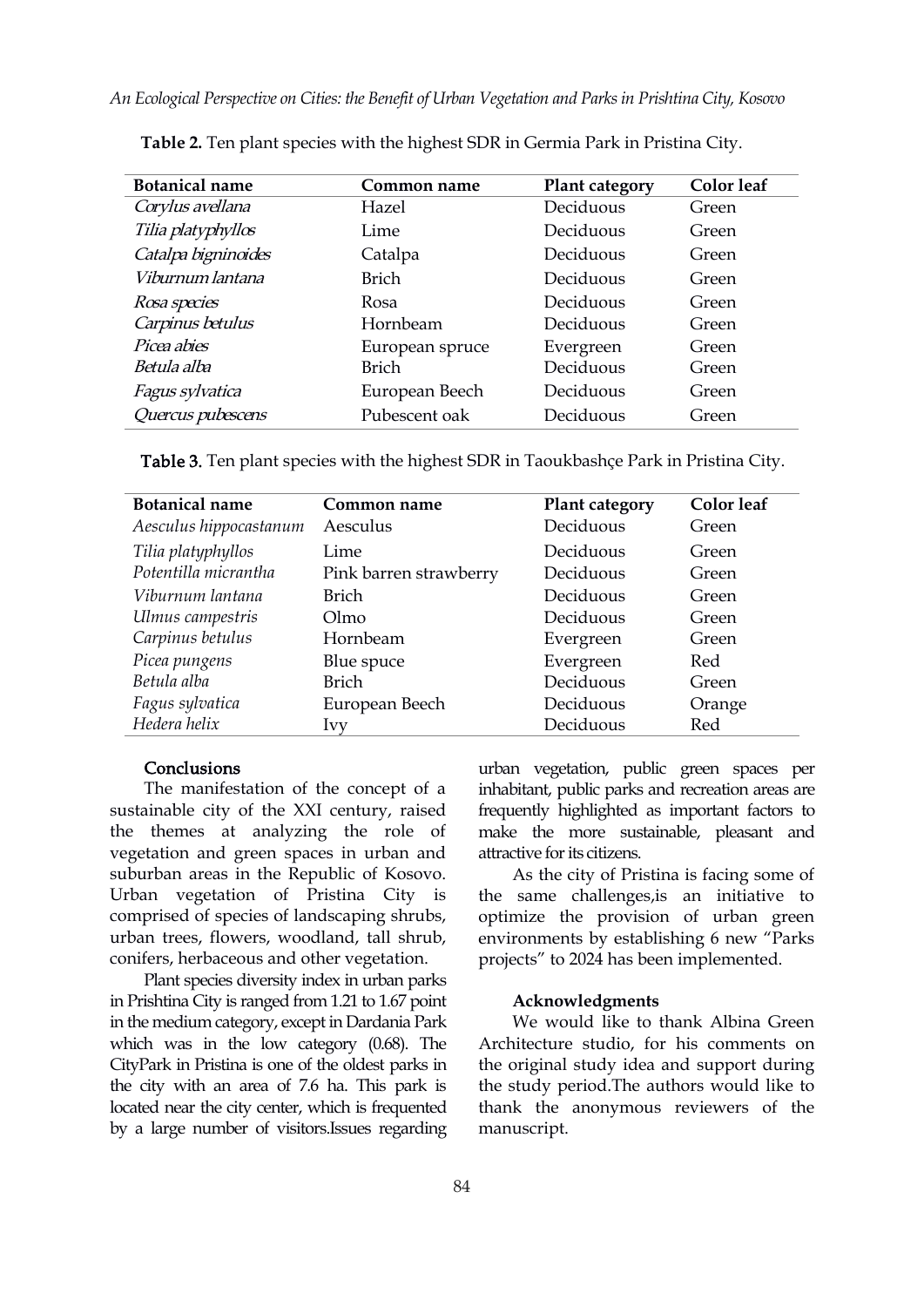**Table 2.** Ten plant species with the highest SDR in Germia Park in Pristina City.

| Botanical name | Common name | Plant category | Color leaf |
|---|---|---|---|
| *Corylus avellana* | Hazel | Deciduous | Green |
| *Tilia platyphyllos* | Lime | Deciduous | Green |
| *Catalpa bigninoides* | Catalpa | Deciduous | Green |
| *Viburnum lantana* | Brich | Deciduous | Green |
| *Rosa species* | Rosa | Deciduous | Green |
| *Carpinus betulus* | Hornbeam | Deciduous | Green |
| *Picea abies* | European spruce | Evergreen | Green |
| *Betula alba* | Brich | Deciduous | Green |
| *Fagus sylvatica* | European Beech | Deciduous | Green |
| *Quercus pubescens* | Pubescent oak | Deciduous | Green |

**Table 3.** Ten plant species with the highest SDR in Taoukbashçe Park in Pristina City.

| Botanical name | Common name | Plant category | Color leaf |
|---|---|---|---|
| *Aesculus hippocastanum* | Aesculus | Deciduous | Green |
| *Tilia platyphyllos* | Lime | Deciduous | Green |
| *Potentilla micrantha* | Pink barren strawberry | Deciduous | Green |
| *Viburnum lantana* | Brich | Deciduous | Green |
| *Ulmus campestris* | Olmo | Deciduous | Green |
| *Carpinus betulus* | Hornbeam | Evergreen | Green |
| *Picea pungens* | Blue spuce | Evergreen | Red |
| *Betula alba* | Brich | Deciduous | Green |
| *Fagus sylvatica* | European Beech | Deciduous | Orange |
| *Hedera helix* | Ivy | Deciduous | Red |

## Conclusions

The manifestation of the concept of a sustainable city of the XXI century, raised the themes at analyzing the role of vegetation and green spaces in urban and suburban areas in the Republic of Kosovo. Urban vegetation of Pristina City is comprised of species of landscaping shrubs, urban trees, flowers, woodland, tall shrub, conifers, herbaceous and other vegetation.

Plant species diversity index in urban parks in Prishtina City is ranged from 1.21 to 1.67 point in the medium category, except in Dardania Park which was in the low category (0.68). The CityPark in Pristina is one of the oldest parks in the city with an area of 7.6 ha. This park is located near the city center, which is frequented by a large number of visitors.Issues regarding urban vegetation, public green spaces per inhabitant, public parks and recreation areas are frequently highlighted as important factors to make the more sustainable, pleasant and attractive for its citizens.

As the city of Pristina is facing some of the same challenges,is an initiative to optimize the provision of urban green environments by establishing 6 new "Parks projects" to 2024 has been implemented.

### Acknowledgments

We would like to thank Albina Green Architecture studio, for his comments on the original study idea and support during the study period.The authors would like to thank the anonymous reviewers of the manuscript.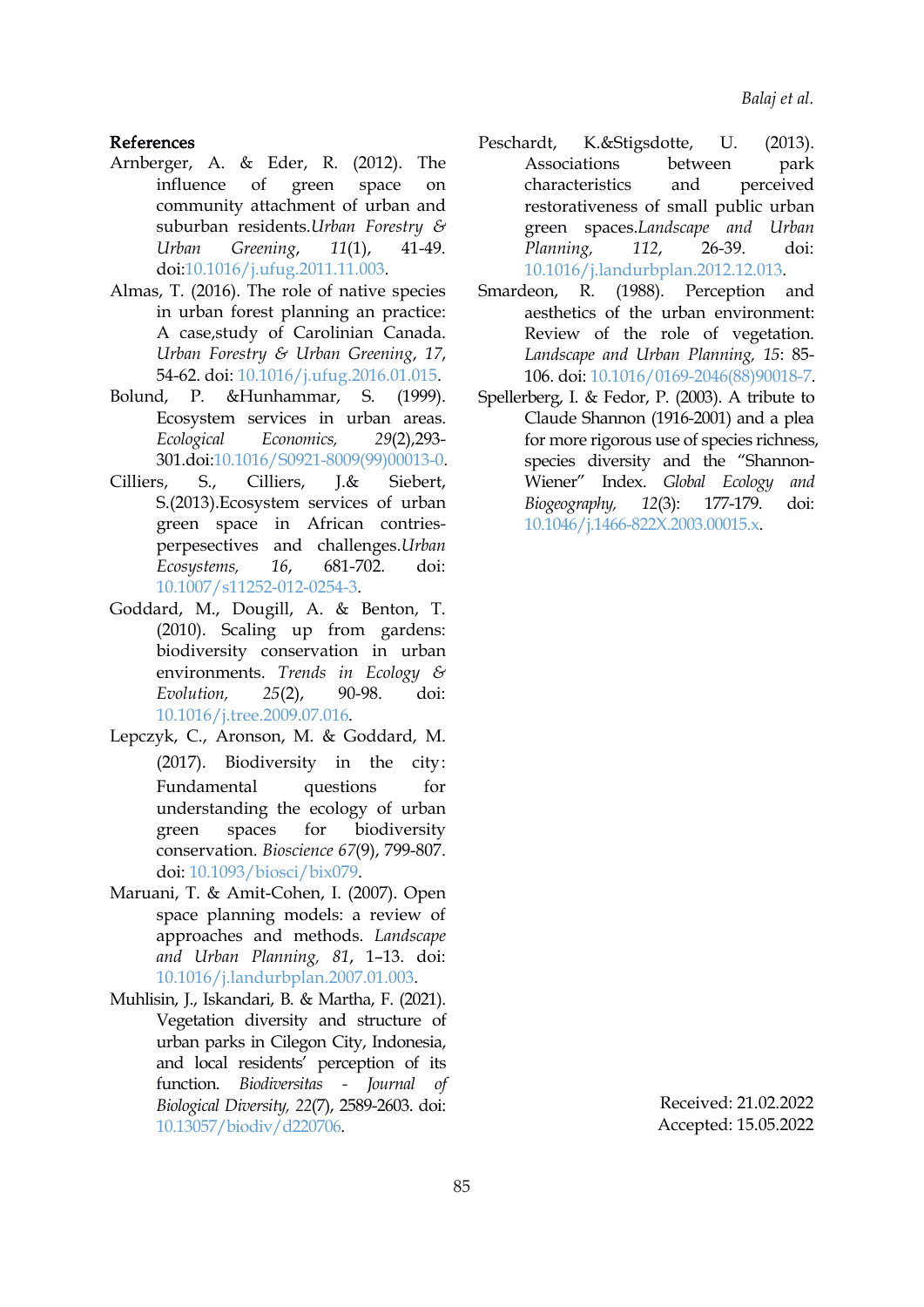## References

Arnberger, A. & Eder, R. (2012). The influence of green space on community attachment of urban and suburban residents.*Urban Forestry & Urban Greening*, *11*(1), 41-49. doi:10.1016/j.ufug.2011.11.003.

Almas, T. (2016). The role of native species in urban forest planning an practice: A case,study of Carolinian Canada. *Urban Forestry & Urban Greening*, *17*, 54-62. doi: 10.1016/j.ufug.2016.01.015.

Bolund, P. &Hunhammar, S. (1999). Ecosystem services in urban areas. *Ecological Economics, 29*(2),293-301.doi:10.1016/S0921-8009(99)00013-0.

Cilliers, S., Cilliers, J.& Siebert, S.(2013).Ecosystem services of urban green space in African contries-perpesectives and challenges.*Urban Ecosystems, 16*, 681-702. doi: 10.1007/s11252-012-0254-3.

Goddard, M., Dougill, A. & Benton, T. (2010). Scaling up from gardens: biodiversity conservation in urban environments. *Trends in Ecology & Evolution, 25*(2), 90-98. doi: 10.1016/j.tree.2009.07.016.

Lepczyk, C., Aronson, M. & Goddard, M. (2017). Biodiversity in the city: Fundamental questions for understanding the ecology of urban green spaces for biodiversity conservation. *Bioscience 67*(9), 799-807. doi: 10.1093/biosci/bix079.

Maruani, T. & Amit-Cohen, I. (2007). Open space planning models: a review of approaches and methods. *Landscape and Urban Planning, 81*, 1–13. doi: 10.1016/j.landurbplan.2007.01.003.

Muhlisin, J., Iskandari, B. & Martha, F. (2021). Vegetation diversity and structure of urban parks in Cilegon City, Indonesia, and local residents' perception of its function. *Biodiversitas - Journal of Biological Diversity, 22*(7), 2589-2603. doi: 10.13057/biodiv/d220706.

Peschardt, K.&Stigsdotte, U. (2013). Associations between park characteristics and perceived restorativeness of small public urban green spaces.*Landscape and Urban Planning, 112*, 26-39. doi: 10.1016/j.landurbplan.2012.12.013.

Smardeon, R. (1988). Perception and aesthetics of the urban environment: Review of the role of vegetation. *Landscape and Urban Planning, 15*: 85-106. doi: 10.1016/0169-2046(88)90018-7.

Spellerberg, I. & Fedor, P. (2003). A tribute to Claude Shannon (1916-2001) and a plea for more rigorous use of species richness, species diversity and the "Shannon-Wiener" Index. *Global Ecology and Biogeography, 12*(3): 177-179. doi: 10.1046/j.1466-822X.2003.00015.x.

Received: 21.02.2022
Accepted: 15.05.2022